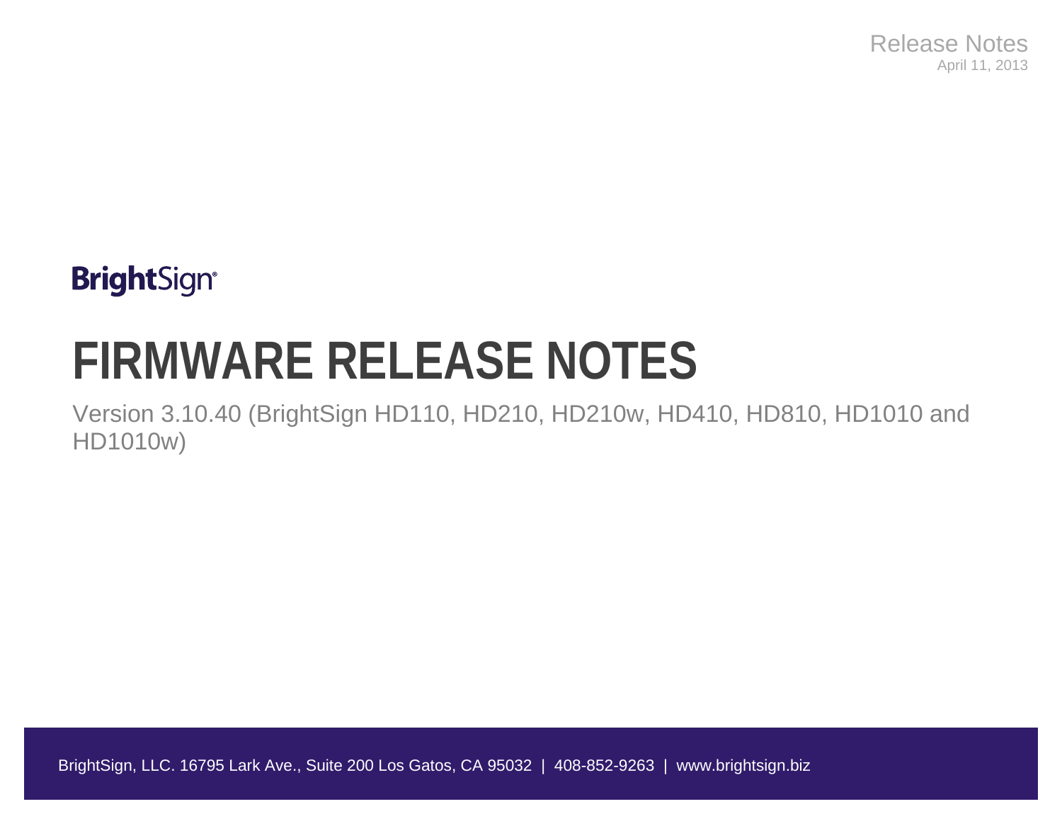Release Notes
April 11, 2013

BrightSign®

# FIRMWARE RELEASE NOTES

Version 3.10.40 (BrightSign HD110, HD210, HD210w, HD410, HD810, HD1010 and HD1010w)

BrightSign, LLC. 16795 Lark Ave., Suite 200 Los Gatos, CA 95032 | 408-852-9263 | www.brightsign.biz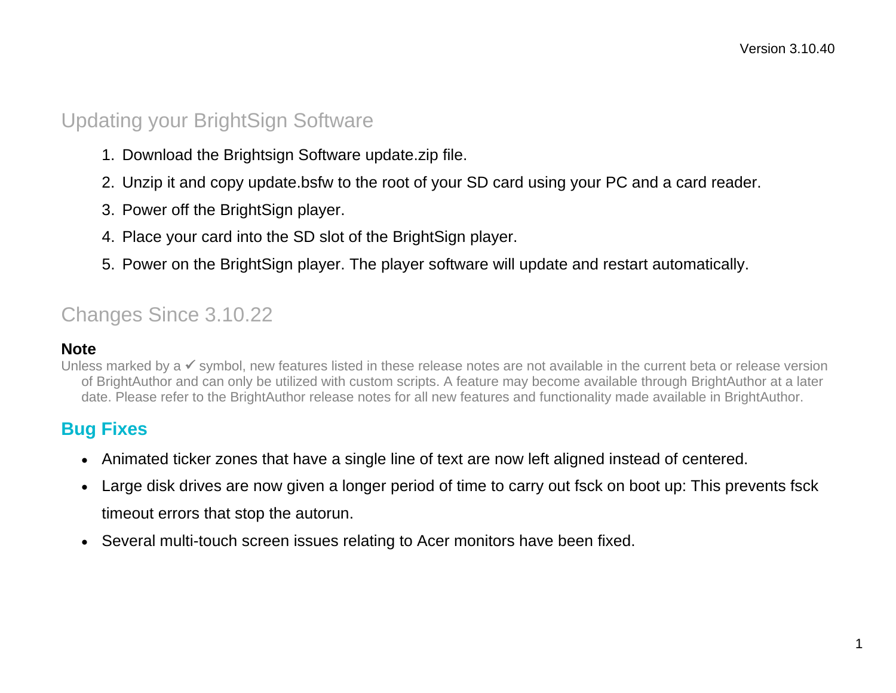Version 3.10.40

## Updating your BrightSign Software

1. Download the Brightsign Software update.zip file.
2. Unzip it and copy update.bsfw to the root of your SD card using your PC and a card reader.
3. Power off the BrightSign player.
4. Place your card into the SD slot of the BrightSign player.
5. Power on the BrightSign player. The player software will update and restart automatically.

## Changes Since 3.10.22

**Note**

Unless marked by a ✓ symbol, new features listed in these release notes are not available in the current beta or release version of BrightAuthor and can only be utilized with custom scripts. A feature may become available through BrightAuthor at a later date. Please refer to the BrightAuthor release notes for all new features and functionality made available in BrightAuthor.

### Bug Fixes

- Animated ticker zones that have a single line of text are now left aligned instead of centered.
- Large disk drives are now given a longer period of time to carry out fsck on boot up: This prevents fsck timeout errors that stop the autorun.
- Several multi-touch screen issues relating to Acer monitors have been fixed.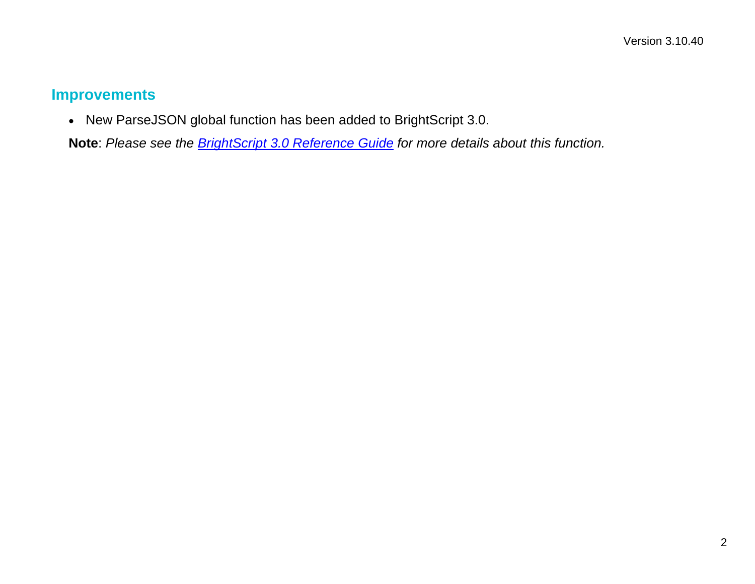## Improvements

- New ParseJSON global function has been added to BrightScript 3.0.

**Note**: *Please see the [BrightScript 3.0 Reference Guide]() for more details about this function.*